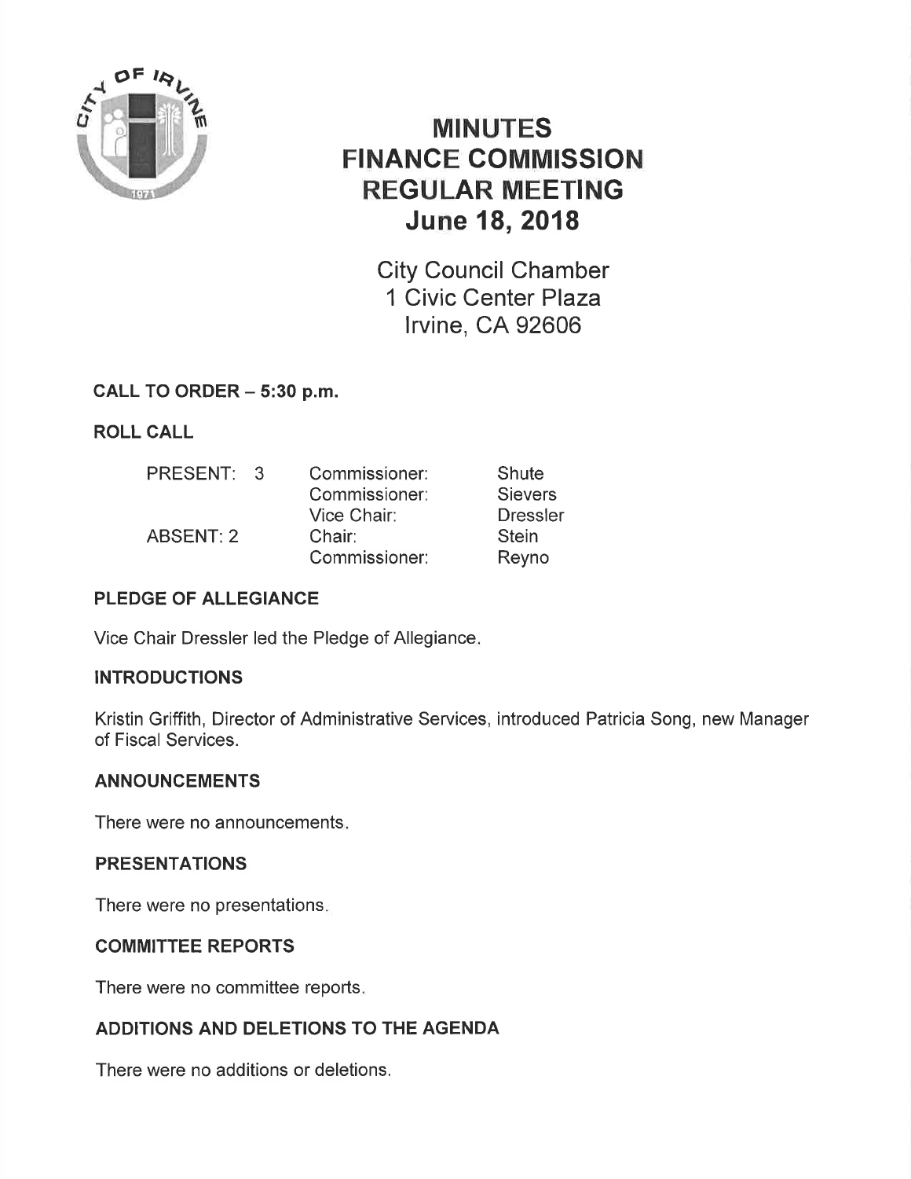# MINUTES
# FINANCE COMMISSION
# REGULAR MEETING
# June 18, 2018

City Council Chamber
1 Civic Center Plaza
Irvine, CA 92606

**CALL TO ORDER – 5:30 p.m.**

**ROLL CALL**

| | | |
|---|---|---|
| PRESENT: 3 | Commissioner: | Shute |
| | Commissioner: | Sievers |
| | Vice Chair: | Dressler |
| ABSENT: 2 | Chair: | Stein |
| | Commissioner: | Reyno |

**PLEDGE OF ALLEGIANCE**

Vice Chair Dressler led the Pledge of Allegiance.

**INTRODUCTIONS**

Kristin Griffith, Director of Administrative Services, introduced Patricia Song, new Manager of Fiscal Services.

**ANNOUNCEMENTS**

There were no announcements.

**PRESENTATIONS**

There were no presentations.

**COMMITTEE REPORTS**

There were no committee reports.

**ADDITIONS AND DELETIONS TO THE AGENDA**

There were no additions or deletions.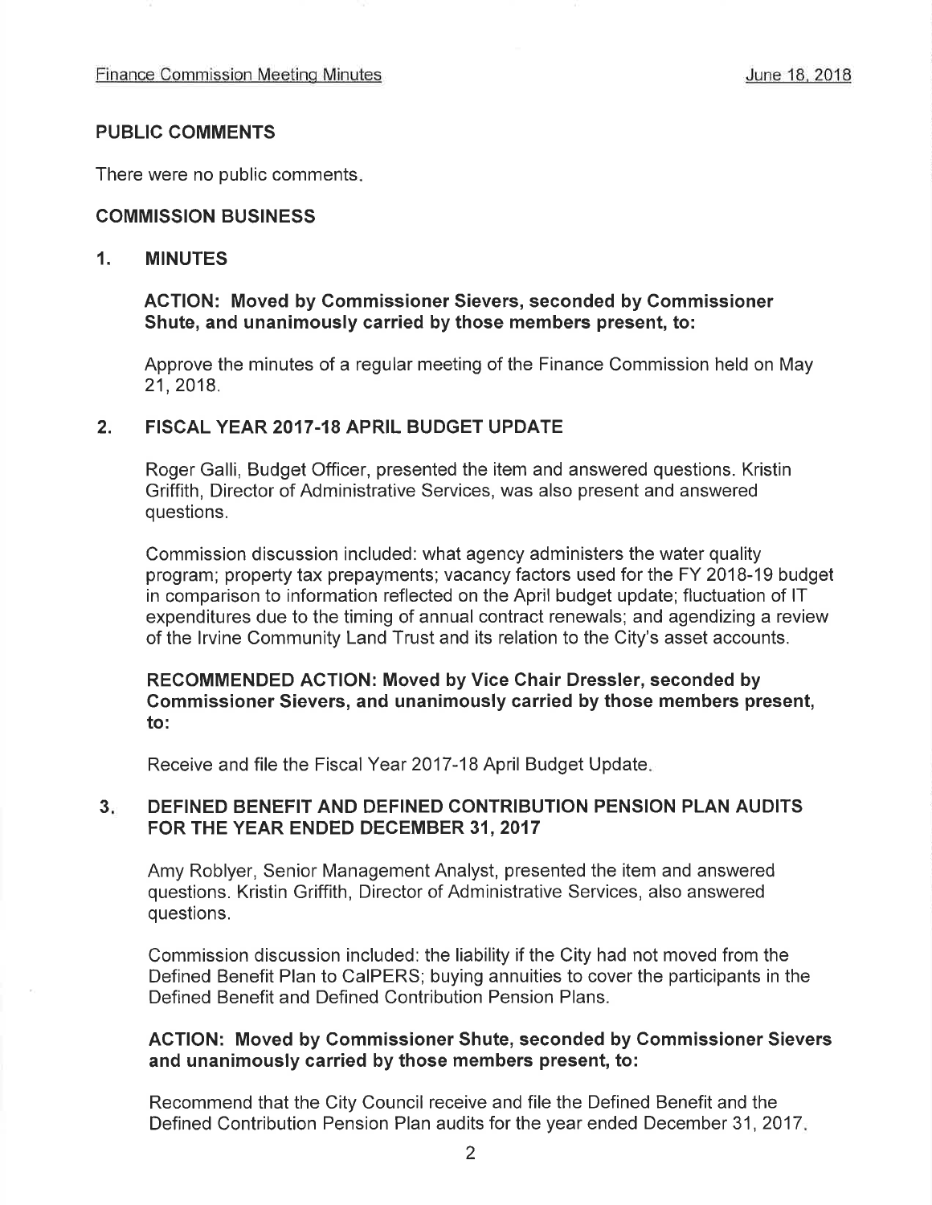## PUBLIC COMMENTS

There were no public comments.

## COMMISSION BUSINESS

### 1. MINUTES

**ACTION: Moved by Commissioner Sievers, seconded by Commissioner Shute, and unanimously carried by those members present, to:**

Approve the minutes of a regular meeting of the Finance Commission held on May 21, 2018.

### 2. FISCAL YEAR 2017-18 APRIL BUDGET UPDATE

Roger Galli, Budget Officer, presented the item and answered questions. Kristin Griffith, Director of Administrative Services, was also present and answered questions.

Commission discussion included: what agency administers the water quality program; property tax prepayments; vacancy factors used for the FY 2018-19 budget in comparison to information reflected on the April budget update; fluctuation of IT expenditures due to the timing of annual contract renewals; and agendizing a review of the Irvine Community Land Trust and its relation to the City's asset accounts.

**RECOMMENDED ACTION: Moved by Vice Chair Dressler, seconded by Commissioner Sievers, and unanimously carried by those members present, to:**

Receive and file the Fiscal Year 2017-18 April Budget Update.

### 3. DEFINED BENEFIT AND DEFINED CONTRIBUTION PENSION PLAN AUDITS FOR THE YEAR ENDED DECEMBER 31, 2017

Amy Roblyer, Senior Management Analyst, presented the item and answered questions. Kristin Griffith, Director of Administrative Services, also answered questions.

Commission discussion included: the liability if the City had not moved from the Defined Benefit Plan to CalPERS; buying annuities to cover the participants in the Defined Benefit and Defined Contribution Pension Plans.

**ACTION: Moved by Commissioner Shute, seconded by Commissioner Sievers and unanimously carried by those members present, to:**

Recommend that the City Council receive and file the Defined Benefit and the Defined Contribution Pension Plan audits for the year ended December 31, 2017.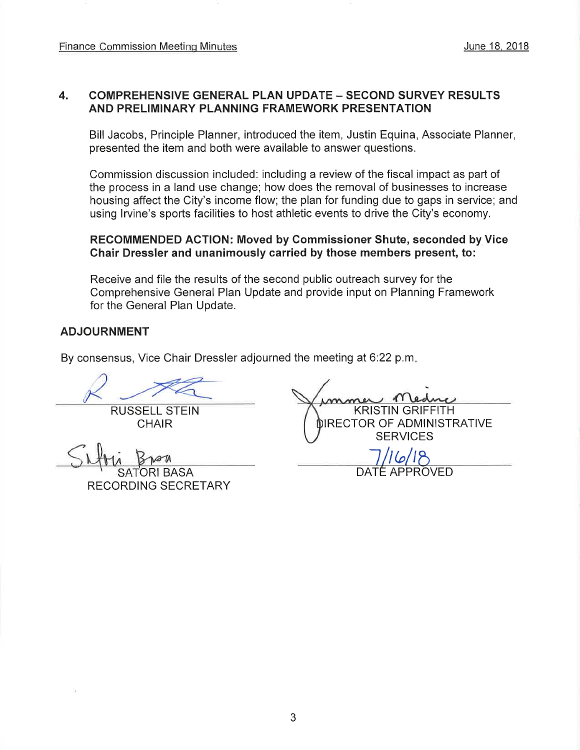## 4. COMPREHENSIVE GENERAL PLAN UPDATE – SECOND SURVEY RESULTS AND PRELIMINARY PLANNING FRAMEWORK PRESENTATION

Bill Jacobs, Principle Planner, introduced the item, Justin Equina, Associate Planner, presented the item and both were available to answer questions.

Commission discussion included: including a review of the fiscal impact as part of the process in a land use change; how does the removal of businesses to increase housing affect the City's income flow; the plan for funding due to gaps in service; and using Irvine's sports facilities to host athletic events to drive the City's economy.

**RECOMMENDED ACTION: Moved by Commissioner Shute, seconded by Vice Chair Dressler and unanimously carried by those members present, to:**

Receive and file the results of the second public outreach survey for the Comprehensive General Plan Update and provide input on Planning Framework for the General Plan Update.

## ADJOURNMENT

By consensus, Vice Chair Dressler adjourned the meeting at 6:22 p.m.

RUSSELL STEIN
CHAIR

KRISTIN GRIFFITH
DIRECTOR OF ADMINISTRATIVE SERVICES

SATORI BASA
RECORDING SECRETARY

7/16/18
DATE APPROVED